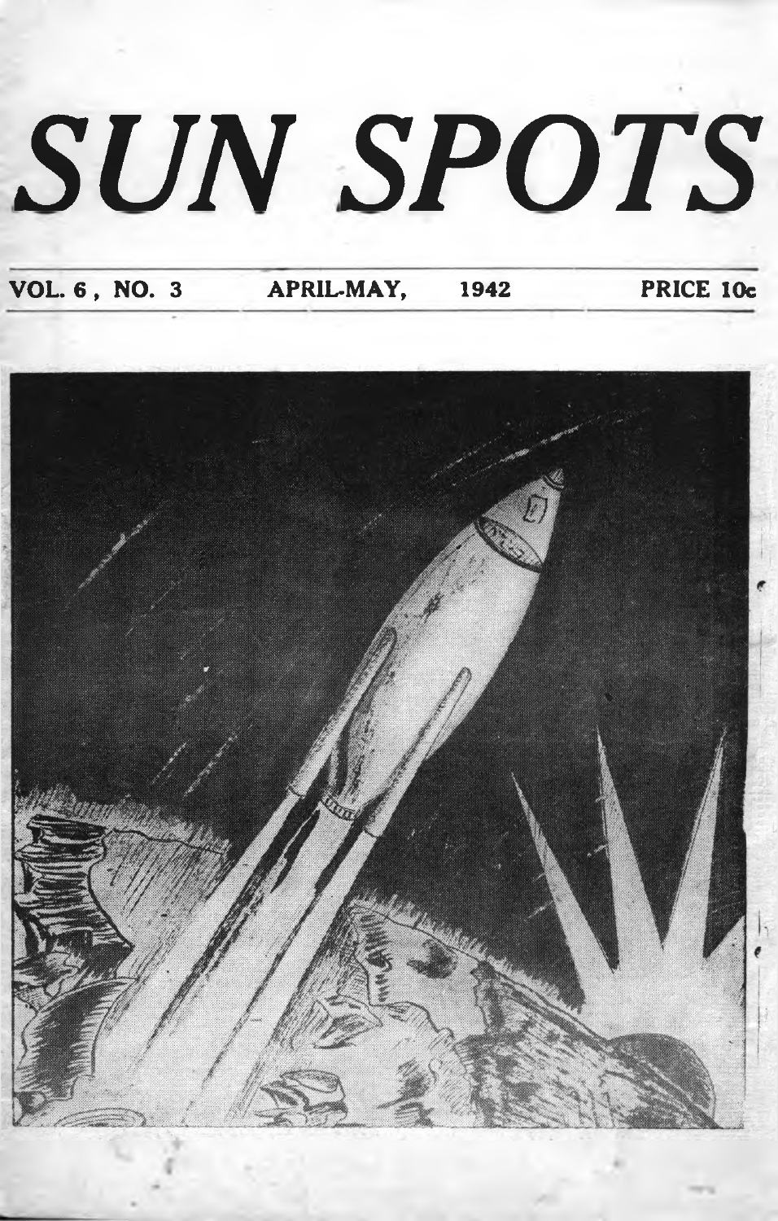# SUN SPOTS

VOL. 6, NO. 3 APRIL-MAY, 1942 PRICE 10c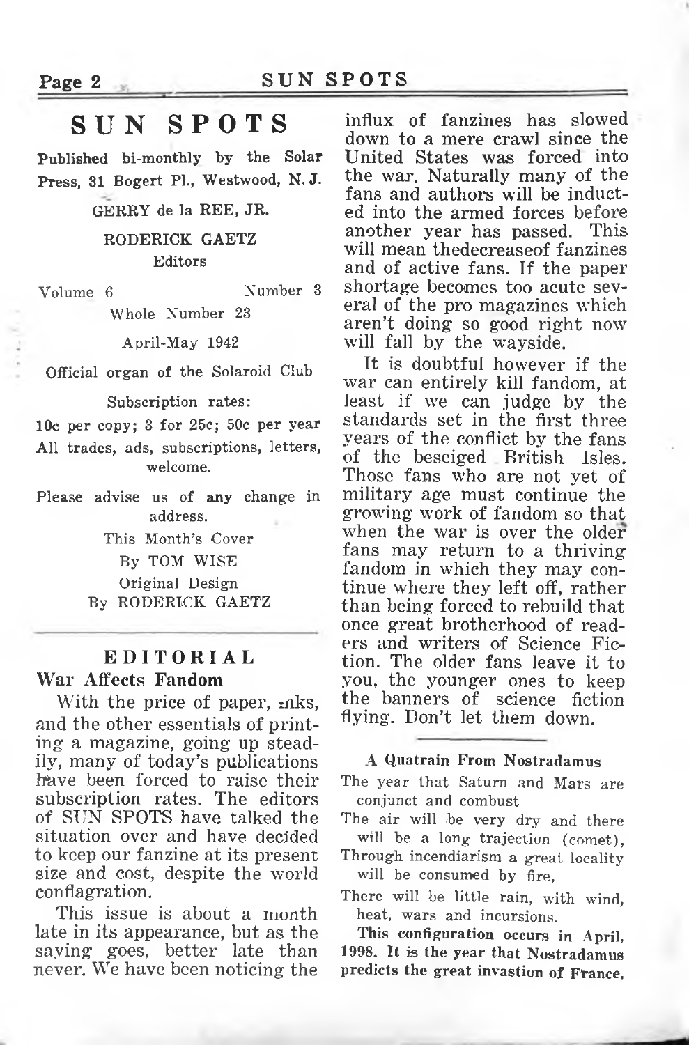# SUN SPOTS

Published bi-monthly by the Solar Press, 31 Bogert Pl., Westwood, N. J.

GERRY de la REE, JR.

RODERICK GAETZ

Editors

Volume 6 Number 3

Whole Number 23

April-May 1942

Official organ of the Solaroid Club

Subscription rates:

10c per copy; 3 for 25c; 50c per year

All trades, ads, subscriptions, letters, welcome.

Please advise us of any change in address.

This Month's Cover

By TOM WISE

Original Design

By RODERICK GAETZ

---

## EDITORIAL

### War Affects Fandom

With the price of paper, inks, and the other essentials of printing a magazine, going up steadily, many of today's publications have been forced to raise their subscription rates. The editors of SUN SPOTS have talked the situation over and have decided to keep our fanzine at its present size and cost, despite the world conflagration.

This issue is about a month late in its appearance, but as the saying goes, better late than never. We have been noticing the influx of fanzines has slowed down to a mere crawl since the United States was forced into the war. Naturally many of the fans and authors will be inducted into the armed forces before another year has passed. This will mean thedecreaseof fanzines and of active fans. If the paper shortage becomes too acute several of the pro magazines which aren't doing so good right now will fall by the wayside.

It is doubtful however if the war can entirely kill fandom, at least if we can judge by the standards set in the first three years of the conflict by the fans of the beseiged British Isles. Those fans who are not yet of military age must continue the growing work of fandom so that when the war is over the older fans may return to a thriving fandom in which they may continue where they left off, rather than being forced to rebuild that once great brotherhood of readers and writers of Science Fiction. The older fans leave it to you, the younger ones to keep the banners of science fiction flying. Don't let them down.

---

**A Quatrain From Nostradamus**

The year that Saturn and Mars are conjunct and combust

The air will be very dry and there will be a long trajection (comet),

Through incendiarism a great locality will be consumed by fire,

There will be little rain, with wind, heat, wars and incursions.

**This configuration occurs in April, 1998. It is the year that Nostradamus predicts the great invastion of France.**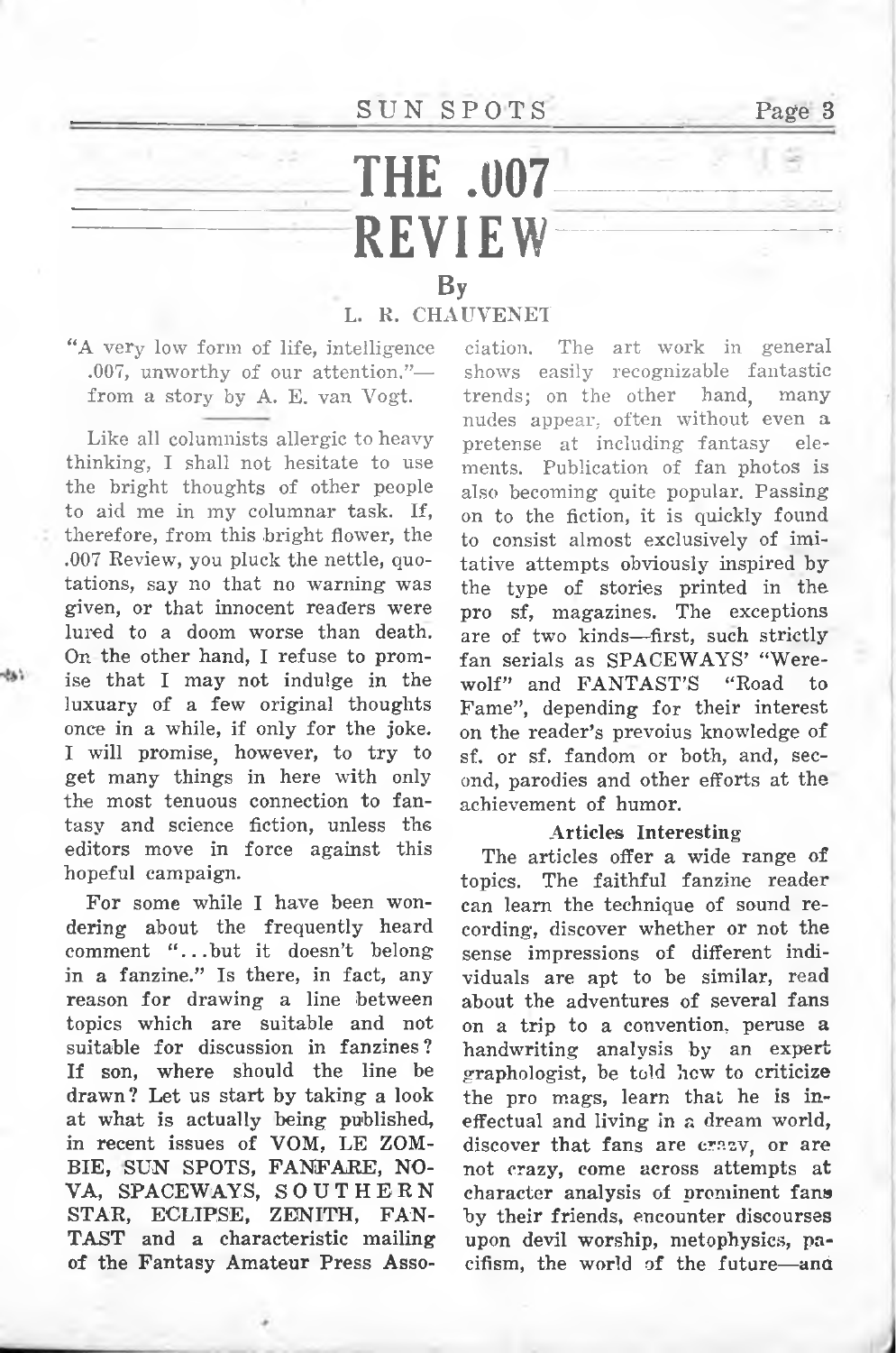# THE .007 REVIEW

By

L. R. CHAUVENET

"A very low form of life, intelligence .007, unworthy of our attention."—from a story by A. E. van Vogt.

Like all columnists allergic to heavy thinking, I shall not hesitate to use the bright thoughts of other people to aid me in my columnar task. If, therefore, from this bright flower, the .007 Review, you pluck the nettle, quotations, say no that no warning was given, or that innocent readers were lured to a doom worse than death. On the other hand, I refuse to promise that I may not indulge in the luxury of a few original thoughts once in a while, if only for the joke. I will promise, however, to try to get many things in here with only the most tenuous connection to fantasy and science fiction, unless the editors move in force against this hopeful campaign.

For some while I have been wondering about the frequently heard comment "...but it doesn't belong in a fanzine." Is there, in fact, any reason for drawing a line between topics which are suitable and not suitable for discussion in fanzines? If son, where should the line be drawn? Let us start by taking a look at what is actually being published, in recent issues of VOM, LE ZOMBIE, SUN SPOTS, FANFARE, NOVA, SPACEWAYS, SOUTHERN STAR, ECLIPSE, ZENITH, FANTAST and a characteristic mailing of the Fantasy Amateur Press Association. The art work in general shows easily recognizable fantastic trends; on the other hand, many nudes appear, often without even a pretense at including fantasy elements. Publication of fan photos is also becoming quite popular. Passing on to the fiction, it is quickly found to consist almost exclusively of imitative attempts obviously inspired by the type of stories printed in the pro sf, magazines. The exceptions are of two kinds—first, such strictly fan serials as SPACEWAYS' "Werewolf" and FANTAST'S "Road to Fame", depending for their interest on the reader's prevoius knowledge of sf. or sf. fandom or both, and, second, parodies and other efforts at the achievement of humor.

**Articles Interesting**

The articles offer a wide range of topics. The faithful fanzine reader can learn the technique of sound recording, discover whether or not the sense impressions of different individuals are apt to be similar, read about the adventures of several fans on a trip to a convention, peruse a handwriting analysis by an expert graphologist, be told how to criticize the pro mags, learn that he is ineffectual and living in a dream world, discover that fans are crazy, or are not crazy, come across attempts at character analysis of prominent fans by their friends, encounter discourses upon devil worship, metophysics, pacifism, the world of the future—and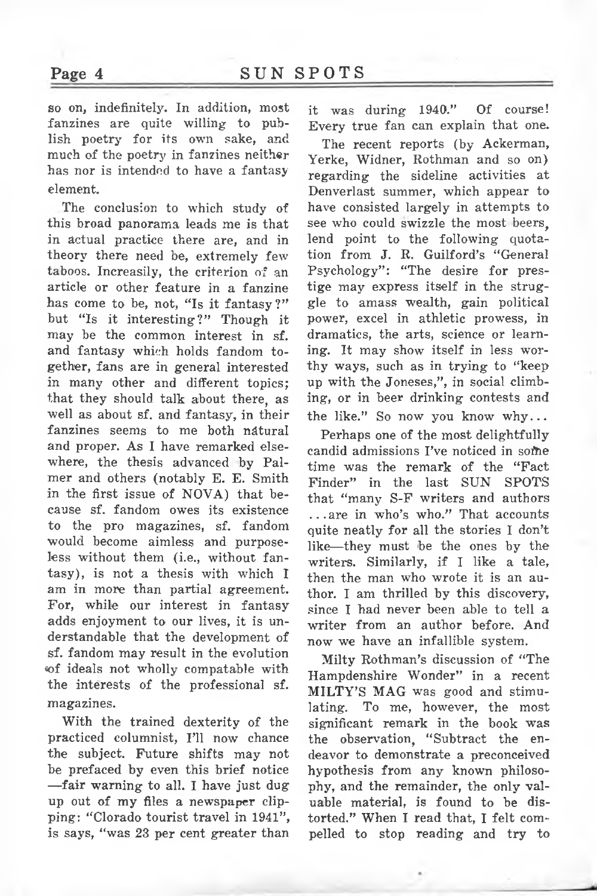so on, indefinitely. In addition, most fanzines are quite willing to publish poetry for its own sake, and much of the poetry in fanzines neither has nor is intended to have a fantasy element.

The conclusion to which study of this broad panorama leads me is that in actual practice there are, and in theory there need be, extremely few taboos. Increasily, the criterion of an article or other feature in a fanzine has come to be, not, "Is it fantasy?" but "Is it interesting?" Though it may be the common interest in sf. and fantasy which holds fandom together, fans are in general interested in many other and different topics; that they should talk about there, as well as about sf. and fantasy, in their fanzines seems to me both natural and proper. As I have remarked elsewhere, the thesis advanced by Palmer and others (notably E. E. Smith in the first issue of NOVA) that because sf. fandom owes its existence to the pro magazines, sf. fandom would become aimless and purposeless without them (i.e., without fantasy), is not a thesis with which I am in more than partial agreement. For, while our interest in fantasy adds enjoyment to our lives, it is understandable that the development of sf. fandom may result in the evolution of ideals not wholly compatable with the interests of the professional sf. magazines.

With the trained dexterity of the practiced columnist, I'll now chance the subject. Future shifts may not be prefaced by even this brief notice —fair warning to all. I have just dug up out of my files a newspaper clipping: "Colorado tourist travel in 1941", is says, "was 23 per cent greater than it was during 1940." Of course! Every true fan can explain that one.

The recent reports (by Ackerman, Yerke, Widner, Rothman and so on) regarding the sideline activities at Denverlast summer, which appear to have consisted largely in attempts to see who could swizzle the most beers, lend point to the following quotation from J. R. Guilford's "General Psychology": "The desire for prestige may express itself in the struggle to amass wealth, gain political power, excel in athletic prowess, in dramatics, the arts, science or learning. It may show itself in less worthy ways, such as in trying to "keep up with the Joneses,", in social climbing, or in beer drinking contests and the like." So now you know why...

Perhaps one of the most delightfully candid admissions I've noticed in some time was the remark of the "Fact Finder" in the last SUN SPOTS that "many S-F writers and authors ...are in who's who." That accounts quite neatly for all the stories I don't like—they must be the ones by the writers. Similarly, if I like a tale, then the man who wrote it is an author. I am thrilled by this discovery, since I had never been able to tell a writer from an author before. And now we have an infallible system.

Milty Rothman's discussion of "The Hampdenshire Wonder" in a recent MILTY'S MAG was good and stimulating. To me, however, the most significant remark in the book was the observation, "Subtract the endeavor to demonstrate a preconceived hypothesis from any known philosophy, and the remainder, the only valuable material, is found to be distorted." When I read that, I felt compelled to stop reading and try to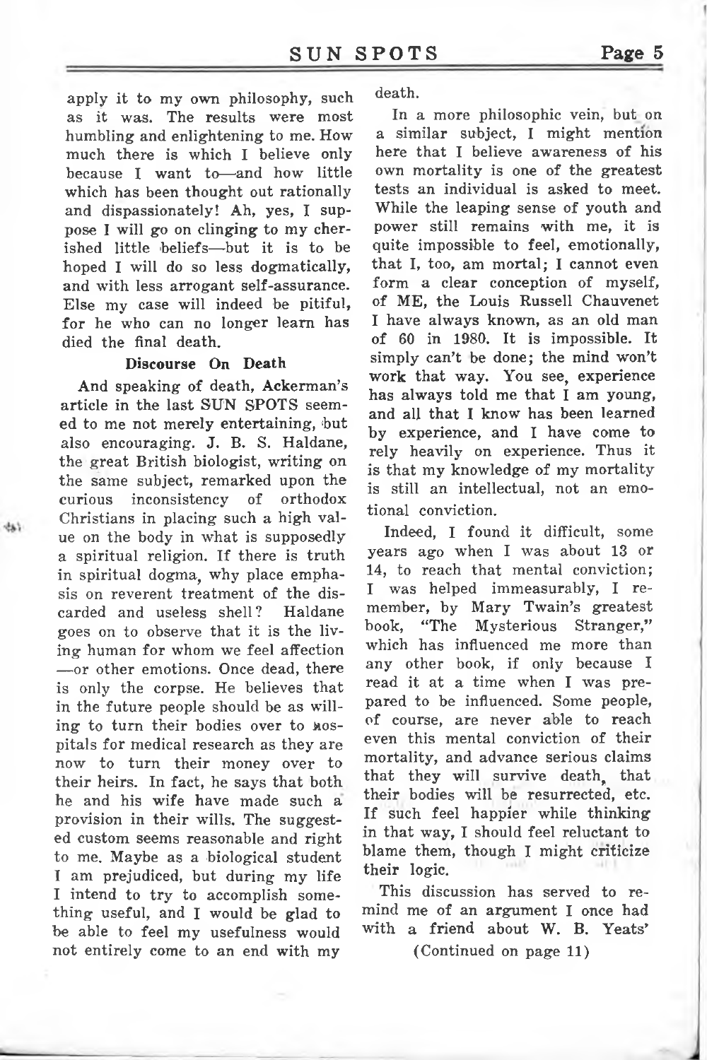apply it to my own philosophy, such as it was. The results were most humbling and enlightening to me. How much there is which I believe only because I want to—and how little which has been thought out rationally and dispassionately! Ah, yes, I suppose I will go on clinging to my cherished little beliefs—but it is to be hoped I will do so less dogmatically, and with less arrogant self-assurance. Else my case will indeed be pitiful, for he who can no longer learn has died the final death.

**Discourse On Death**

And speaking of death, Ackerman's article in the last SUN SPOTS seemed to me not merely entertaining, but also encouraging. J. B. S. Haldane, the great British biologist, writing on the same subject, remarked upon the curious inconsistency of orthodox Christians in placing such a high value on the body in what is supposedly a spiritual religion. If there is truth in spiritual dogma, why place emphasis on reverent treatment of the discarded and useless shell? Haldane goes on to observe that it is the living human for whom we feel affection—or other emotions. Once dead, there is only the corpse. He believes that in the future people should be as willing to turn their bodies over to hospitals for medical research as they are now to turn their money over to their heirs. In fact, he says that both he and his wife have made such a provision in their wills. The suggested custom seems reasonable and right to me. Maybe as a biological student I am prejudiced, but during my life I intend to try to accomplish something useful, and I would be glad to be able to feel my usefulness would not entirely come to an end with my death.

In a more philosophic vein, but on a similar subject, I might mention here that I believe awareness of his own mortality is one of the greatest tests an individual is asked to meet. While the leaping sense of youth and power still remains with me, it is quite impossible to feel, emotionally, that I, too, am mortal; I cannot even form a clear conception of myself, of ME, the Louis Russell Chauvenet I have always known, as an old man of 60 in 1980. It is impossible. It simply can't be done; the mind won't work that way. You see, experience has always told me that I am young, and all that I know has been learned by experience, and I have come to rely heavily on experience. Thus it is that my knowledge of my mortality is still an intellectual, not an emotional conviction.

Indeed, I found it difficult, some years ago when I was about 13 or 14, to reach that mental conviction; I was helped immeasurably, I remember, by Mary Twain's greatest book, "The Mysterious Stranger," which has influenced me more than any other book, if only because I read it at a time when I was prepared to be influenced. Some people, of course, are never able to reach even this mental conviction of their mortality, and advance serious claims that they will survive death, that their bodies will be resurrected, etc. If such feel happier while thinking in that way, I should feel reluctant to blame them, though I might criticize their logic.

This discussion has served to remind me of an argument I once had with a friend about W. B. Yeats'

(Continued on page 11)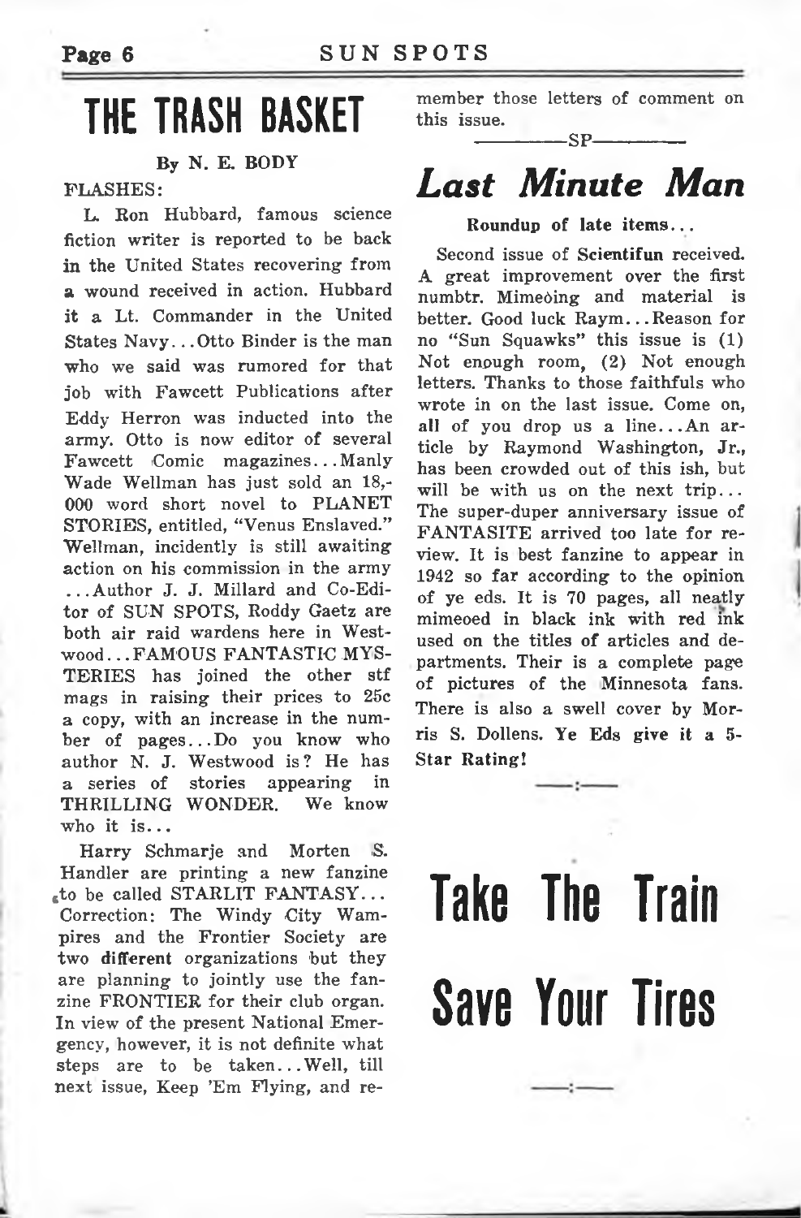# THE TRASH BASKET

By N. E. BODY

FLASHES:

L. Ron Hubbard, famous science fiction writer is reported to be back in the United States recovering from a wound received in action. Hubbard it a Lt. Commander in the United States Navy...Otto Binder is the man who we said was rumored for that job with Fawcett Publications after Eddy Herron was inducted into the army. Otto is now editor of several Fawcett Comic magazines...Manly Wade Wellman has just sold an 18,-000 word short novel to PLANET STORIES, entitled, "Venus Enslaved." Wellman, incidently is still awaiting action on his commission in the army ...Author J. J. Millard and Co-Editor of SUN SPOTS, Roddy Gaetz are both air raid wardens here in Westwood...FAMOUS FANTASTIC MYSTERIES has joined the other stf mags in raising their prices to 25c a copy, with an increase in the number of pages...Do you know who author N. J. Westwood is? He has a series of stories appearing in THRILLING WONDER. We know who it is...

Harry Schmarje and Morten S. Handler are printing a new fanzine to be called STARLIT FANTASY... Correction: The Windy City Wampires and the Frontier Society are two **different** organizations but they are planning to jointly use the fanzine FRONTIER for their club organ. In view of the present National Emergency, however, it is not definite what steps are to be taken...Well, till next issue, Keep 'Em Flying, and remember those letters of comment on this issue.

———SP———

## *Last Minute Man*

**Roundup of late items...**

Second issue of **Scientifun** received. A great improvement over the first numbtr. Mimeoing and material is better. Good luck Raym...Reason for no "Sun Squawks" this issue is (1) Not enough room, (2) Not enough letters. Thanks to those faithfuls who wrote in on the last issue. Come on, all of you drop us a line...An article by Raymond Washington, Jr., has been crowded out of this ish, but will be with us on the next trip... The super-duper anniversary issue of FANTASITE arrived too late for review. It is best fanzine to appear in 1942 so far according to the opinion of ye eds. It is 70 pages, all neatly mimeoed in black ink with red ink used on the titles of articles and departments. Their is a complete page of pictures of the Minnesota fans. There is also a swell cover by Morris S. Dollens. **Ye Eds give it a 5-Star Rating!**

—:—

# Take The Train Save Your Tires

—:—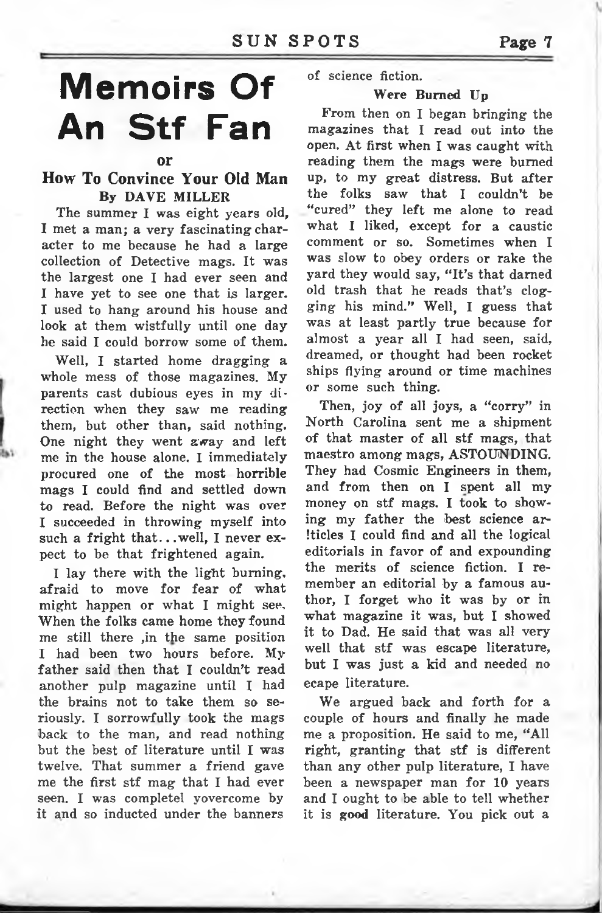# Memoirs Of An Stf Fan

or

### How To Convince Your Old Man

**By DAVE MILLER**

The summer I was eight years old, I met a man; a very fascinating character to me because he had a large collection of Detective mags. It was the largest one I had ever seen and I have yet to see one that is larger. I used to hang around his house and look at them wistfully until one day he said I could borrow some of them.

Well, I started home dragging a whole mess of those magazines. My parents cast dubious eyes in my direction when they saw me reading them, but other than, said nothing. One night they went away and left me in the house alone. I immediately procured one of the most horrible mags I could find and settled down to read. Before the night was over I succeeded in throwing myself into such a fright that...well, I never expect to be that frightened again.

I lay there with the light burning, afraid to move for fear of what might happen or what I might see. When the folks came home they found me still there ,in the same position I had been two hours before. My father said then that I couldn't read another pulp magazine until I had the brains not to take them so seriously. I sorrowfully took the mags back to the man, and read nothing but the best of literature until I was twelve. That summer a friend gave me the first stf mag that I had ever seen. I was completel yovercome by it and so inducted under the banners of science fiction.

#### Were Burned Up

From then on I began bringing the magazines that I read out into the open. At first when I was caught with reading them the mags were burned up, to my great distress. But after the folks saw that I couldn't be "cured" they left me alone to read what I liked, except for a caustic comment or so. Sometimes when I was slow to obey orders or rake the yard they would say, "It's that darned old trash that he reads that's clogging his mind." Well, I guess that was at least partly true because for almost a year all I had seen, said, dreamed, or thought had been rocket ships flying around or time machines or some such thing.

Then, joy of all joys, a "corry" in North Carolina sent me a shipment of that master of all stf mags, that maestro among mags, ASTOUNDING. They had Cosmic Engineers in them, and from then on I spent all my money on stf mags. I took to showing my father the best science ar!ticles I could find and all the logical editorials in favor of and expounding the merits of science fiction. I remember an editorial by a famous author, I forget who it was by or in what magazine it was, but I showed it to Dad. He said that was all very well that stf was escape literature, but I was just a kid and needed no ecape literature.

We argued back and forth for a couple of hours and finally he made me a proposition. He said to me, "All right, granting that stf is different than any other pulp literature, I have been a newspaper man for 10 years and I ought to be able to tell whether it is **good** literature. You pick out a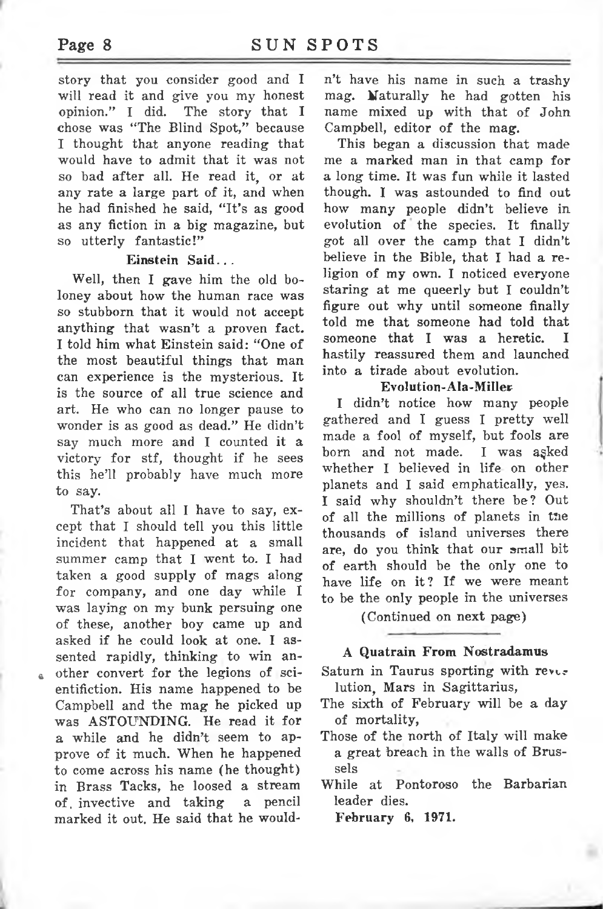story that you consider good and I will read it and give you my honest opinion." I did. The story that I chose was "The Blind Spot," because I thought that anyone reading that would have to admit that it was not so bad after all. He read it, or at any rate a large part of it, and when he had finished he said, "It's as good as any fiction in a big magazine, but so utterly fantastic!"

### Einstein Said...

Well, then I gave him the old boloney about how the human race was so stubborn that it would not accept anything that wasn't a proven fact. I told him what Einstein said: "One of the most beautiful things that man can experience is the mysterious. It is the source of all true science and art. He who can no longer pause to wonder is as good as dead." He didn't say much more and I counted it a victory for stf, thought if he sees this he'll probably have much more to say.

That's about all I have to say, except that I should tell you this little incident that happened at a small summer camp that I went to. I had taken a good supply of mags along for company, and one day while I was laying on my bunk persuing one of these, another boy came up and asked if he could look at one. I assented rapidly, thinking to win another convert for the legions of scientifiction. His name happened to be Campbell and the mag he picked up was ASTOUNDING. He read it for a while and he didn't seem to approve of it much. When he happened to come across his name (he thought) in Brass Tacks, he loosed a stream of invective and taking a pencil marked it out. He said that he wouldn't have his name in such a trashy mag. Naturally he had gotten his name mixed up with that of John Campbell, editor of the mag.

This began a discussion that made me a marked man in that camp for a long time. It was fun while it lasted though. I was astounded to find out how many people didn't believe in evolution of the species. It finally got all over the camp that I didn't believe in the Bible, that I had a religion of my own. I noticed everyone staring at me queerly but I couldn't figure out why until someone finally told me that someone had told that someone that I was a heretic. I hastily reassured them and launched into a tirade about evolution.

### Evolution-Ala-Miller

I didn't notice how many people gathered and I guess I pretty well made a fool of myself, but fools are born and not made. I was asked whether I believed in life on other planets and I said emphatically, yes. I said why shouldn't there be? Out of all the millions of planets in the thousands of island universes there are, do you think that our small bit of earth should be the only one to have life on it? If we were meant to be the only people in the universes

(Continued on next page)

---

### A Quatrain From Nostradamus

Saturn in Taurus sporting with revolution, Mars in Sagittarius,
The sixth of February will be a day of mortality,
Those of the north of Italy will make a great breach in the walls of Brussels
While at Pontoroso the Barbarian leader dies.

**February 6, 1971.**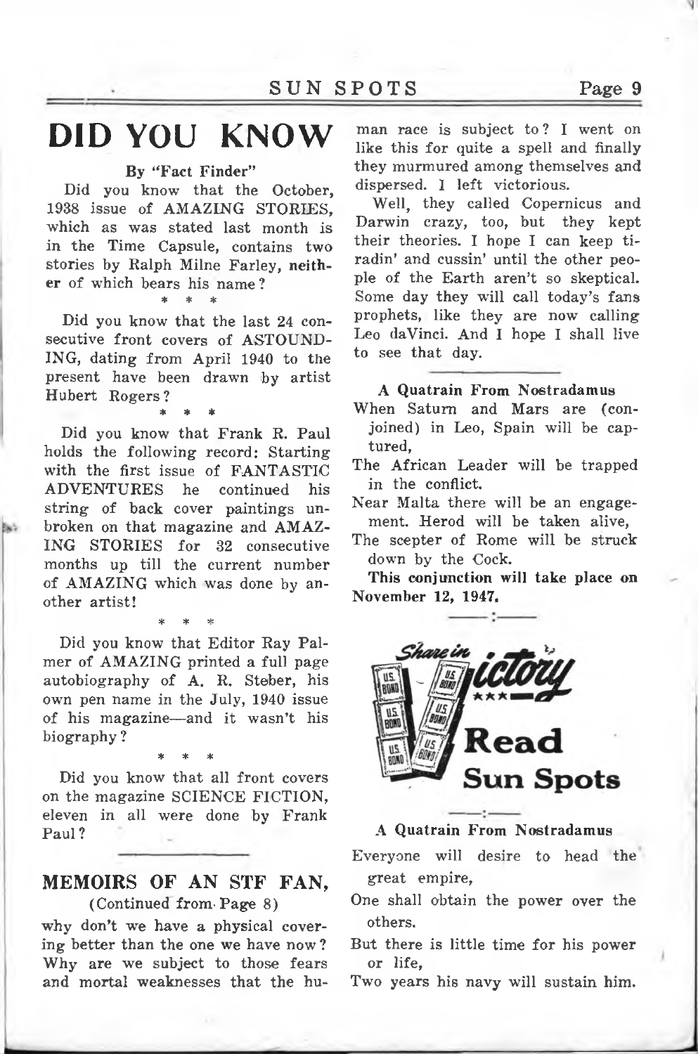# DID YOU KNOW

**By "Fact Finder"**

Did you know that the October, 1938 issue of AMAZING STORIES, which as was stated last month is in the Time Capsule, contains two stories by Ralph Milne Farley, neither of which bears his name?

\* \* \*

Did you know that the last 24 consecutive front covers of ASTOUNDING, dating from April 1940 to the present have been drawn by artist Hubert Rogers?

\* \* \*

Did you know that Frank R. Paul holds the following record: Starting with the first issue of FANTASTIC ADVENTURES he continued his string of back cover paintings unbroken on that magazine and AMAZING STORIES for 32 consecutive months up till the current number of AMAZING which was done by another artist!

\* \* \*

Did you know that Editor Ray Palmer of AMAZING printed a full page autobiography of A. R. Steber, his own pen name in the July, 1940 issue of his magazine—and it wasn't his biography?

\* \* \*

Did you know that all front covers on the magazine SCIENCE FICTION, eleven in all were done by Frank Paul?

## MEMOIRS OF AN STF FAN,

(Continued from Page 8)

why don't we have a physical covering better than the one we have now? Why are we subject to those fears and mortal weaknesses that the human race is subject to? I went on like this for quite a spell and finally they murmured among themselves and dispersed. I left victorious.

Well, they called Copernicus and Darwin crazy, too, but they kept their theories. I hope I can keep tiradin' and cussin' until the other people of the Earth aren't so skeptical. Some day they will call today's fans prophets, like they are now calling Leo daVinci. And I hope I shall live to see that day.

**A Quatrain From Nostradamus**

When Saturn and Mars are (conjoined) in Leo, Spain will be captured,
The African Leader will be trapped in the conflict.
Near Malta there will be an engagement. Herod will be taken alive,
The scepter of Rome will be struck down by the Cock.

**This conjunction will take place on November 12, 1947.**

Share in Victory — Read Sun Spots

**A Quatrain From Nostradamus**

Everyone will desire to head the great empire,
One shall obtain the power over the others.
But there is little time for his power or life,
Two years his navy will sustain him.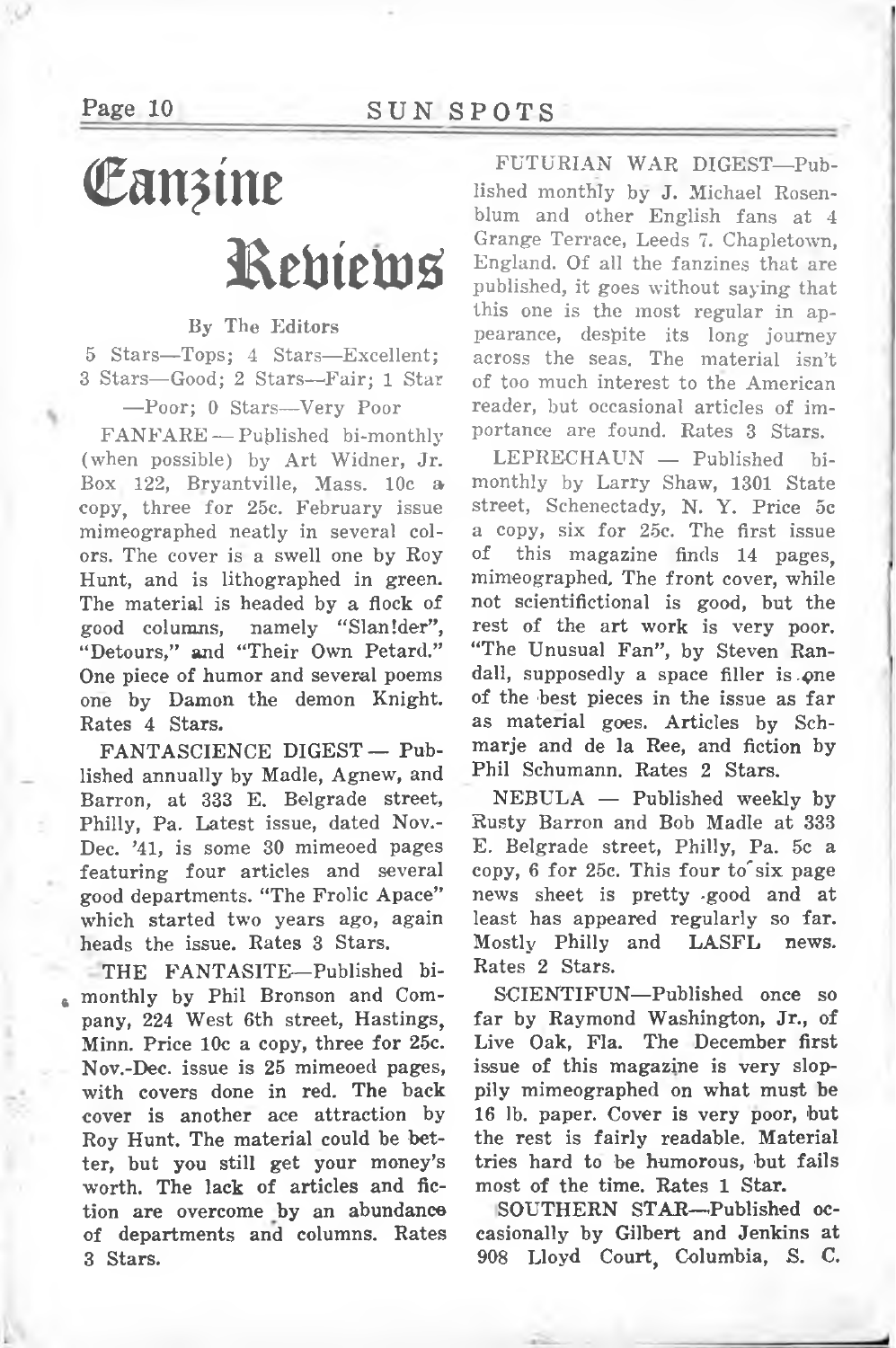# Fanzine Reviews

By The Editors

5 Stars—Tops; 4 Stars—Excellent; 3 Stars—Good; 2 Stars—Fair; 1 Star—Poor; 0 Stars—Very Poor

FANFARE — Published bi-monthly (when possible) by Art Widner, Jr. Box 122, Bryantville, Mass. 10c a copy, three for 25c. February issue mimeographed neatly in several colors. The cover is a swell one by Roy Hunt, and is lithographed in green. The material is headed by a flock of good columns, namely "Slan!der", "Detours," and "Their Own Petard." One piece of humor and several poems one by Damon the demon Knight. Rates 4 Stars.

FANTASCIENCE DIGEST — Published annually by Madle, Agnew, and Barron, at 333 E. Belgrade street, Philly, Pa. Latest issue, dated Nov.-Dec. '41, is some 30 mimeoed pages featuring four articles and several good departments. "The Frolic Apace" which started two years ago, again heads the issue. Rates 3 Stars.

THE FANTASITE—Published bimonthly by Phil Bronson and Company, 224 West 6th street, Hastings, Minn. Price 10c a copy, three for 25c. Nov.-Dec. issue is 25 mimeoed pages, with covers done in red. The back cover is another ace attraction by Roy Hunt. The material could be better, but you still get your money's worth. The lack of articles and fiction are overcome by an abundance of departments and columns. Rates 3 Stars.

FUTURIAN WAR DIGEST—Published monthly by J. Michael Rosenblum and other English fans at 4 Grange Terrace, Leeds 7. Chapletown, England. Of all the fanzines that are published, it goes without saying that this one is the most regular in appearance, despite its long journey across the seas. The material isn't of too much interest to the American reader, but occasional articles of importance are found. Rates 3 Stars.

LEPRECHAUN — Published bimonthly by Larry Shaw, 1301 State street, Schenectady, N. Y. Price 5c a copy, six for 25c. The first issue of this magazine finds 14 pages, mimeographed. The front cover, while not scientifictional is good, but the rest of the art work is very poor. "The Unusual Fan", by Steven Randall, supposedly a space filler is one of the best pieces in the issue as far as material goes. Articles by Schmarje and de la Ree, and fiction by Phil Schumann. Rates 2 Stars.

NEBULA — Published weekly by Rusty Barron and Bob Madle at 333 E. Belgrade street, Philly, Pa. 5c a copy, 6 for 25c. This four to six page news sheet is pretty good and at least has appeared regularly so far. Mostly Philly and LASFL news. Rates 2 Stars.

SCIENTIFUN—Published once so far by Raymond Washington, Jr., of Live Oak, Fla. The December first issue of this magazine is very sloppily mimeographed on what must be 16 lb. paper. Cover is very poor, but the rest is fairly readable. Material tries hard to be humorous, but fails most of the time. Rates 1 Star.

SOUTHERN STAR—Published occasionally by Gilbert and Jenkins at 908 Lloyd Court, Columbia, S. C.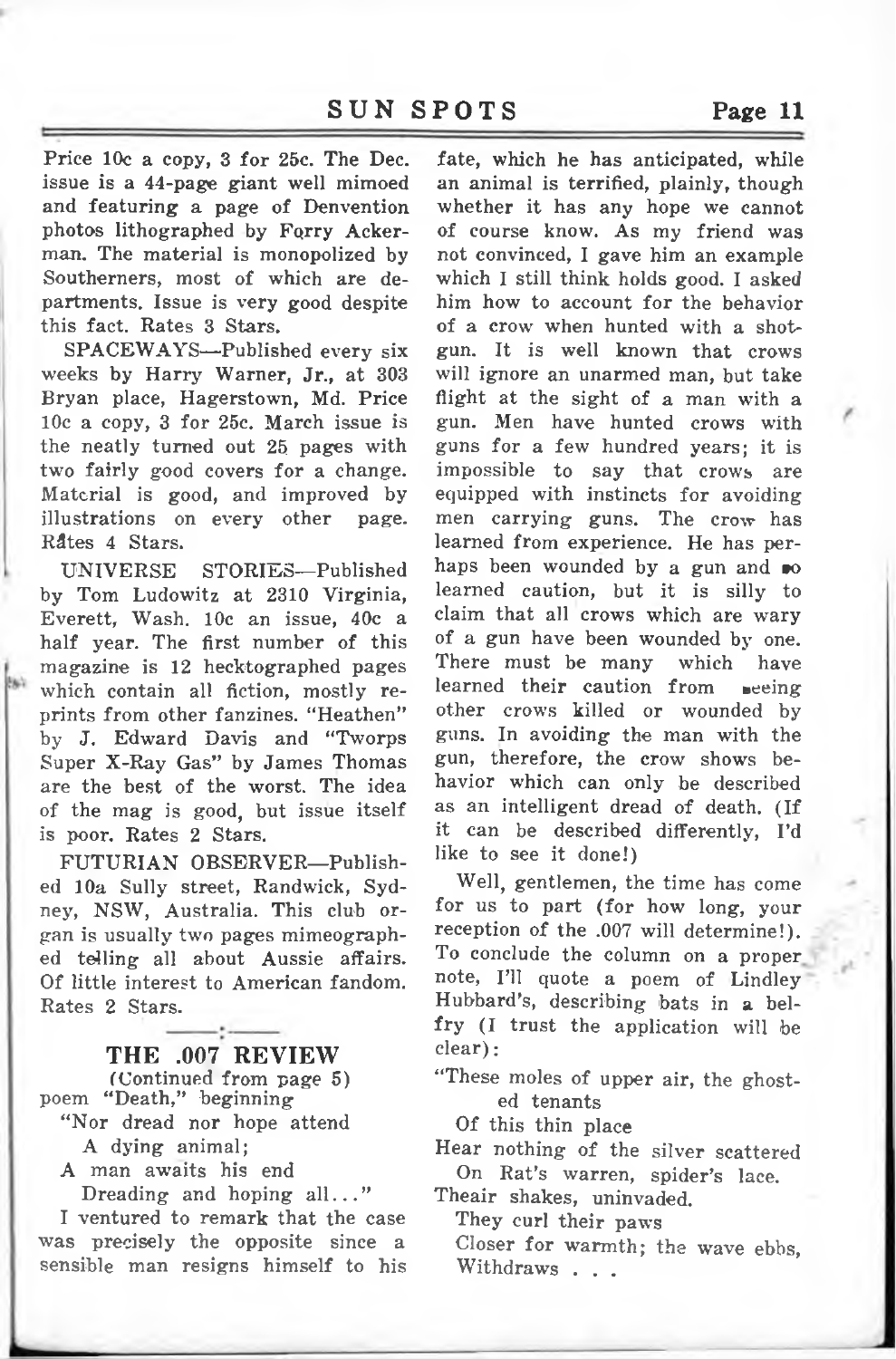Price 10c a copy, 3 for 25c. The Dec. issue is a 44-page giant well mimoed and featuring a page of Denvention photos lithographed by Forry Ackerman. The material is monopolized by Southerners, most of which are departments. Issue is very good despite this fact. Rates 3 Stars.

SPACEWAYS—Published every six weeks by Harry Warner, Jr., at 303 Bryan place, Hagerstown, Md. Price 10c a copy, 3 for 25c. March issue is the neatly turned out 25 pages with two fairly good covers for a change. Material is good, and improved by illustrations on every other page. Rates 4 Stars.

UNIVERSE STORIES—Published by Tom Ludowitz at 2310 Virginia, Everett, Wash. 10c an issue, 40c a half year. The first number of this magazine is 12 hecktographed pages which contain all fiction, mostly reprints from other fanzines. "Heathen" by J. Edward Davis and "Tworps Super X-Ray Gas" by James Thomas are the best of the worst. The idea of the mag is good, but issue itself is poor. Rates 2 Stars.

FUTURIAN OBSERVER—Published 10a Sully street, Randwick, Sydney, NSW, Australia. This club organ is usually two pages mimeographed telling all about Aussie affairs. Of little interest to American fandom. Rates 2 Stars.

---

## THE .007 REVIEW

(Continued from page 5)

poem "Death," beginning

"Nor dread nor hope attend  
A dying animal;  
A man awaits his end  
Dreading and hoping all..."

I ventured to remark that the case was precisely the opposite since a sensible man resigns himself to his fate, which he has anticipated, while an animal is terrified, plainly, though whether it has any hope we cannot of course know. As my friend was not convinced, I gave him an example which I still think holds good. I asked him how to account for the behavior of a crow when hunted with a shotgun. It is well known that crows will ignore an unarmed man, but take flight at the sight of a man with a gun. Men have hunted crows with guns for a few hundred years; it is impossible to say that crows are equipped with instincts for avoiding men carrying guns. The crow has learned from experience. He has perhaps been wounded by a gun and so learned caution, but it is silly to claim that all crows which are wary of a gun have been wounded by one. There must be many which have learned their caution from seeing other crows killed or wounded by guns. In avoiding the man with the gun, therefore, the crow shows behavior which can only be described as an intelligent dread of death. (If it can be described differently, I'd like to see it done!)

Well, gentlemen, the time has come for us to part (for how long, your reception of the .007 will determine!). To conclude the column on a proper note, I'll quote a poem of Lindley Hubbard's, describing bats in a belfry (I trust the application will be clear):

"These moles of upper air, the ghosted tenants  
Of this thin place  
Hear nothing of the silver scattered  
On Rat's warren, spider's lace.  
Theair shakes, uninvaded.  
They curl their paws  
Closer for warmth; the wave ebbs,  
Withdraws . . .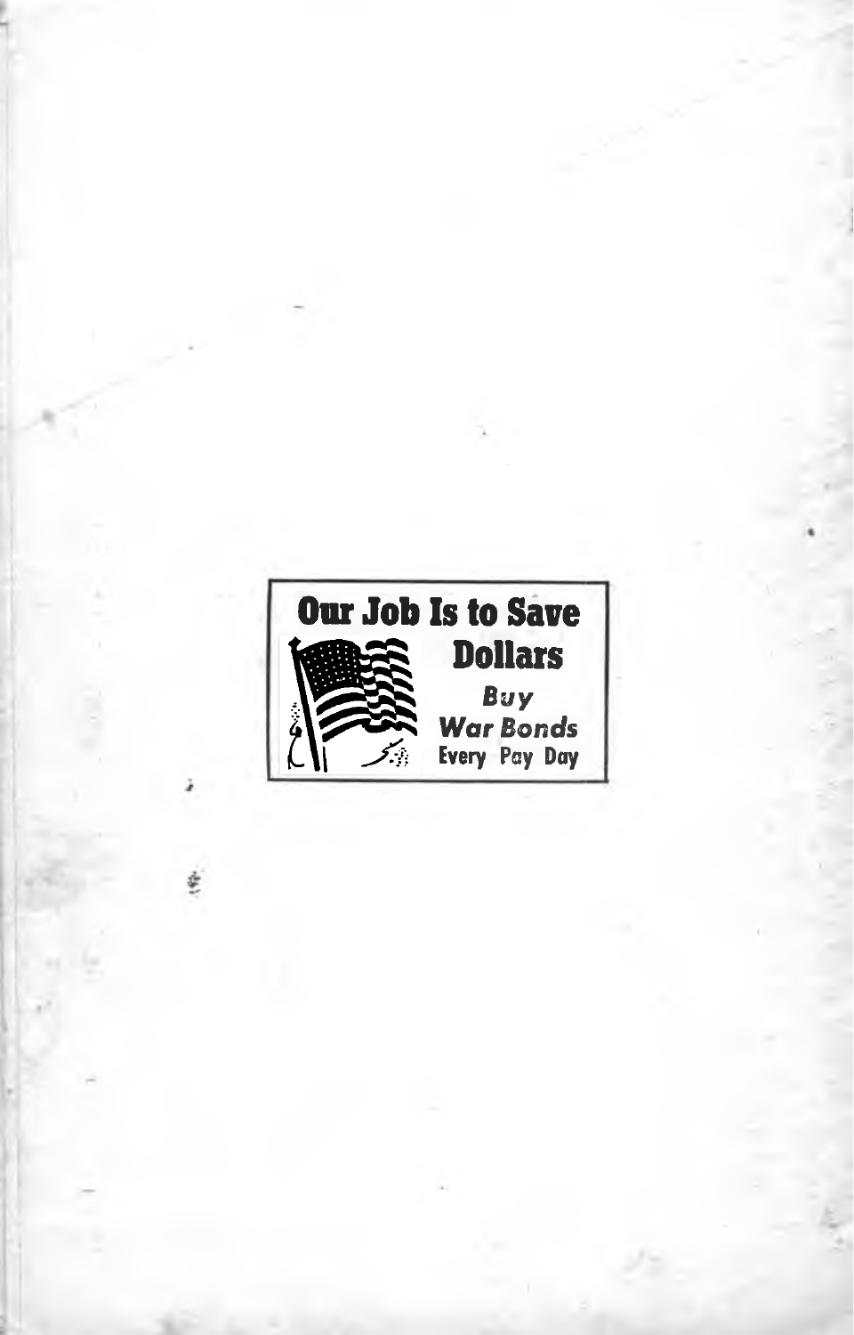**Our Job Is to Save Dollars**

*Buy War Bonds*

Every Pay Day